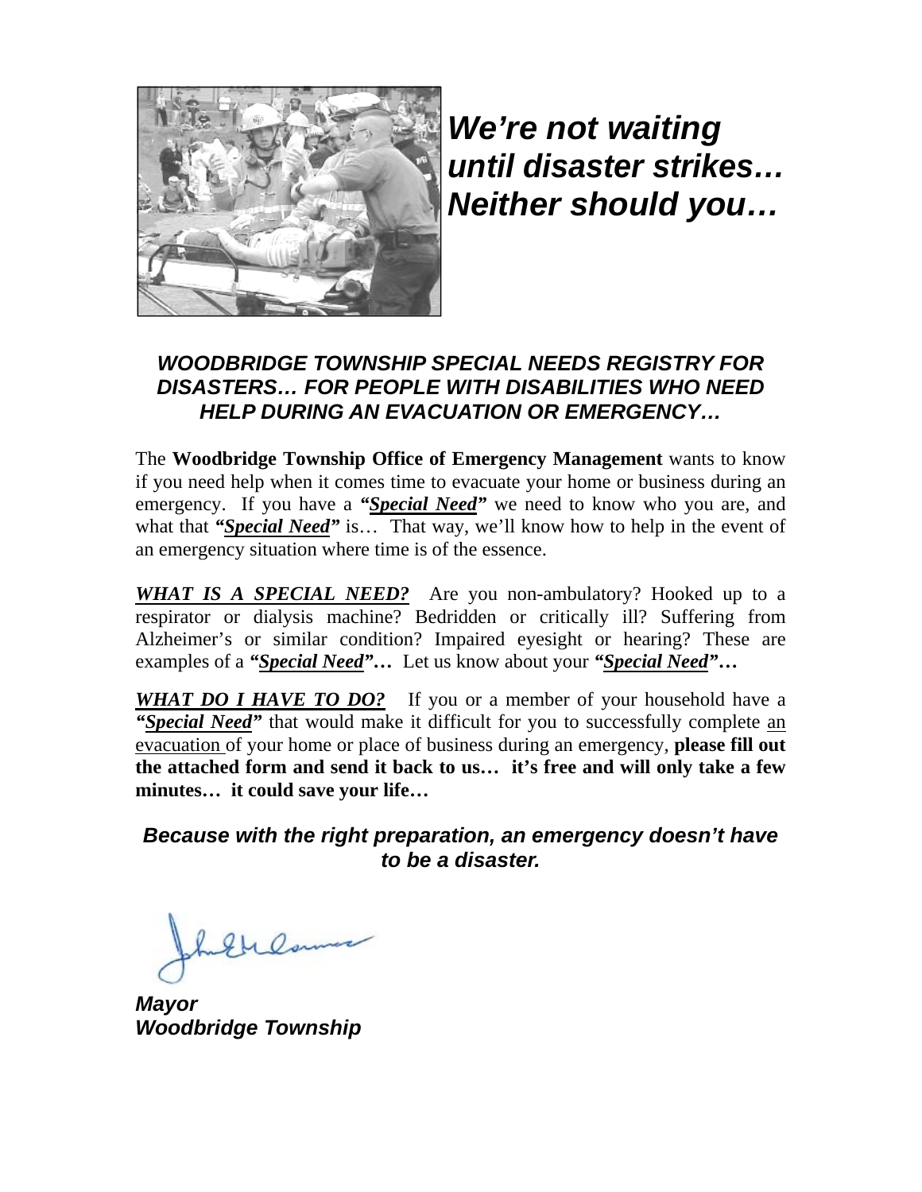***We're not waiting until disaster strikes… Neither should you…***

### *WOODBRIDGE TOWNSHIP SPECIAL NEEDS REGISTRY FOR DISASTERS… FOR PEOPLE WITH DISABILITIES WHO NEED HELP DURING AN EVACUATION OR EMERGENCY…*

The **Woodbridge Township Office of Emergency Management** wants to know if you need help when it comes time to evacuate your home or business during an emergency. If you have a ***"Special Need"*** we need to know who you are, and what that ***"Special Need"*** is… That way, we'll know how to help in the event of an emergency situation where time is of the essence.

***WHAT IS A SPECIAL NEED?*** Are you non-ambulatory? Hooked up to a respirator or dialysis machine? Bedridden or critically ill? Suffering from Alzheimer's or similar condition? Impaired eyesight or hearing? These are examples of a ***"Special Need"…*** Let us know about your ***"Special Need"…***

***WHAT DO I HAVE TO DO?*** If you or a member of your household have a ***"Special Need"*** that would make it difficult for you to successfully complete an evacuation of your home or place of business during an emergency, **please fill out the attached form and send it back to us… it's free and will only take a few minutes… it could save your life…**

***Because with the right preparation, an emergency doesn't have to be a disaster.***

***Mayor***
***Woodbridge Township***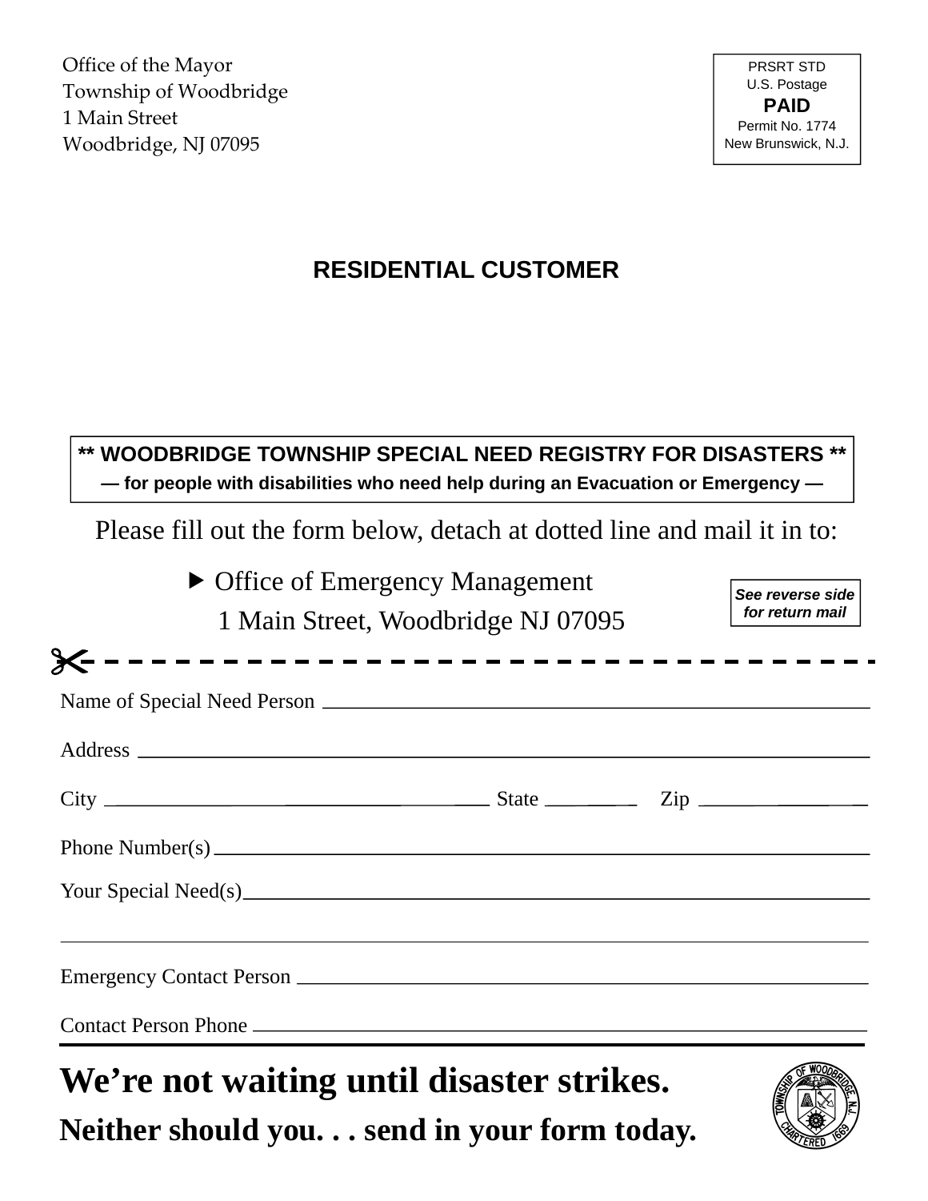Office of the Mayor
Township of Woodbridge
1 Main Street
Woodbridge, NJ 07095

PRSRT STD
U.S. Postage
**PAID**
Permit No. 1774
New Brunswick, N.J.

**RESIDENTIAL CUSTOMER**

**\*\* WOODBRIDGE TOWNSHIP SPECIAL NEED REGISTRY FOR DISASTERS \*\***

**— for people with disabilities who need help during an Evacuation or Emergency —**

Please fill out the form below, detach at dotted line and mail it in to:

▶ Office of Emergency Management
1 Main Street, Woodbridge NJ 07095

***See reverse side for return mail***

✂ - - - - - - - - - - - - - - - - - - - - - - - - - - - - - - - -

Name of Special Need Person ______________________________

Address ______________________________

City ____________________ State ________ Zip ____________

Phone Number(s) ______________________________

Your Special Need(s) ______________________________

______________________________

Emergency Contact Person ______________________________

Contact Person Phone ______________________________

# We're not waiting until disaster strikes.

## Neither should you. . . send in your form today.

TOWNSHIP OF WOODBRIDGE N.J. CHARTERED 1669